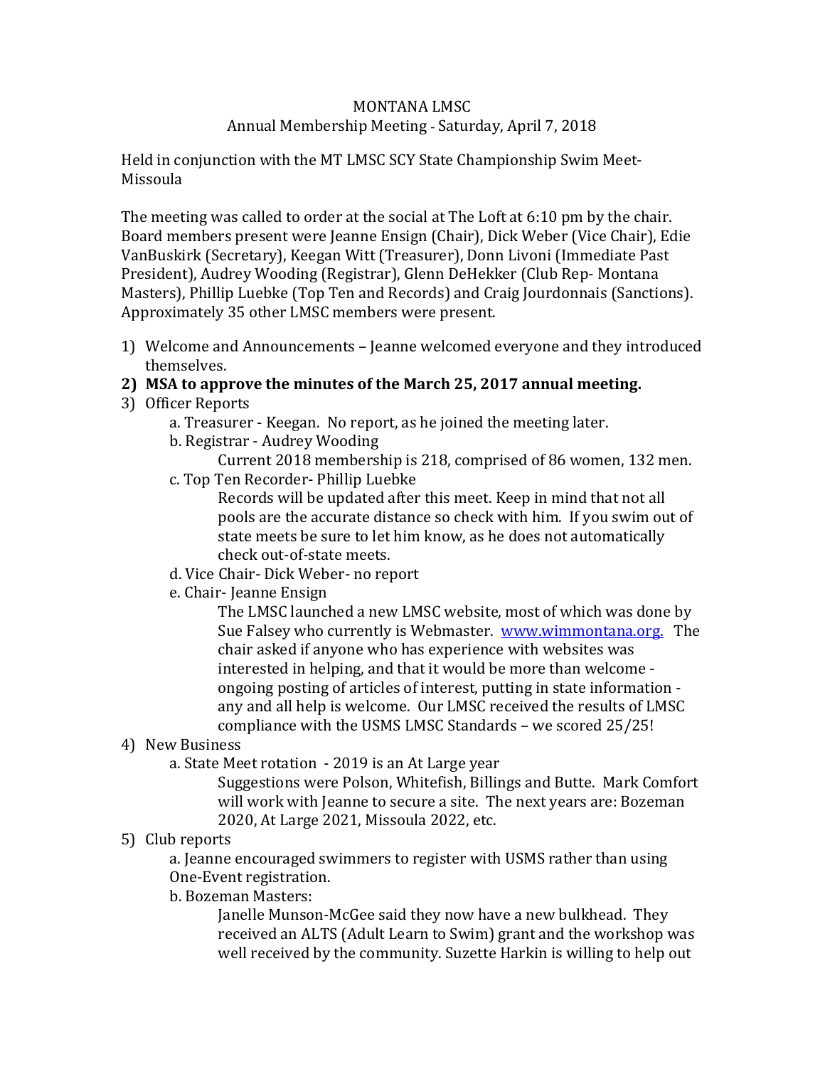MONTANA LMSC
Annual Membership Meeting - Saturday, April 7, 2018

Held in conjunction with the MT LMSC SCY State Championship Swim Meet- Missoula

The meeting was called to order at the social at The Loft at 6:10 pm by the chair. Board members present were Jeanne Ensign (Chair), Dick Weber (Vice Chair), Edie VanBuskirk (Secretary), Keegan Witt (Treasurer), Donn Livoni (Immediate Past President), Audrey Wooding (Registrar), Glenn DeHekker (Club Rep- Montana Masters), Phillip Luebke (Top Ten and Records) and Craig Jourdonnais (Sanctions). Approximately 35 other LMSC members were present.

1) Welcome and Announcements – Jeanne welcomed everyone and they introduced themselves.
2) **MSA to approve the minutes of the March 25, 2017 annual meeting.**
3) Officer Reports
   a. Treasurer - Keegan. No report, as he joined the meeting later.
   b. Registrar - Audrey Wooding
      Current 2018 membership is 218, comprised of 86 women, 132 men.
   c. Top Ten Recorder- Phillip Luebke
      Records will be updated after this meet. Keep in mind that not all pools are the accurate distance so check with him. If you swim out of state meets be sure to let him know, as he does not automatically check out-of-state meets.
   d. Vice Chair- Dick Weber- no report
   e. Chair- Jeanne Ensign
      The LMSC launched a new LMSC website, most of which was done by Sue Falsey who currently is Webmaster. [www.wimmontana.org.](www.wimmontana.org) The chair asked if anyone who has experience with websites was interested in helping, and that it would be more than welcome - ongoing posting of articles of interest, putting in state information - any and all help is welcome. Our LMSC received the results of LMSC compliance with the USMS LMSC Standards – we scored 25/25!
4) New Business
   a. State Meet rotation - 2019 is an At Large year
      Suggestions were Polson, Whitefish, Billings and Butte. Mark Comfort will work with Jeanne to secure a site. The next years are: Bozeman 2020, At Large 2021, Missoula 2022, etc.
5) Club reports
   a. Jeanne encouraged swimmers to register with USMS rather than using One-Event registration.
   b. Bozeman Masters:
      Janelle Munson-McGee said they now have a new bulkhead. They received an ALTS (Adult Learn to Swim) grant and the workshop was well received by the community. Suzette Harkin is willing to help out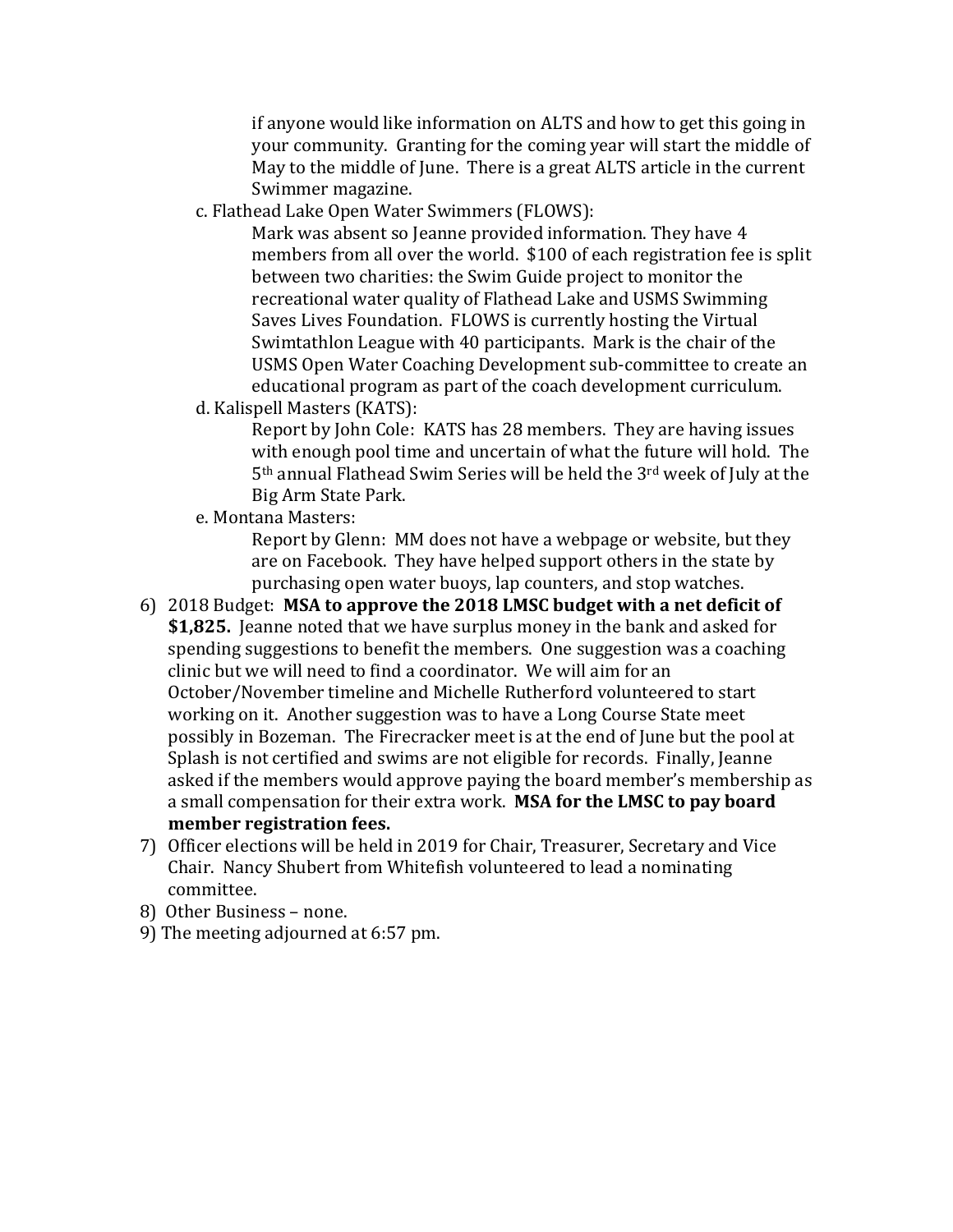if anyone would like information on ALTS and how to get this going in your community. Granting for the coming year will start the middle of May to the middle of June. There is a great ALTS article in the current Swimmer magazine.

c. Flathead Lake Open Water Swimmers (FLOWS):

Mark was absent so Jeanne provided information. They have 4 members from all over the world. $100 of each registration fee is split between two charities: the Swim Guide project to monitor the recreational water quality of Flathead Lake and USMS Swimming Saves Lives Foundation. FLOWS is currently hosting the Virtual Swimtathlon League with 40 participants. Mark is the chair of the USMS Open Water Coaching Development sub-committee to create an educational program as part of the coach development curriculum.

d. Kalispell Masters (KATS):

Report by John Cole: KATS has 28 members. They are having issues with enough pool time and uncertain of what the future will hold. The 5th annual Flathead Swim Series will be held the 3rd week of July at the Big Arm State Park.

e. Montana Masters:

Report by Glenn: MM does not have a webpage or website, but they are on Facebook. They have helped support others in the state by purchasing open water buoys, lap counters, and stop watches.

6) 2018 Budget: **MSA to approve the 2018 LMSC budget with a net deficit of $1,825.** Jeanne noted that we have surplus money in the bank and asked for spending suggestions to benefit the members. One suggestion was a coaching clinic but we will need to find a coordinator. We will aim for an October/November timeline and Michelle Rutherford volunteered to start working on it. Another suggestion was to have a Long Course State meet possibly in Bozeman. The Firecracker meet is at the end of June but the pool at Splash is not certified and swims are not eligible for records. Finally, Jeanne asked if the members would approve paying the board member's membership as a small compensation for their extra work. **MSA for the LMSC to pay board member registration fees.**

7) Officer elections will be held in 2019 for Chair, Treasurer, Secretary and Vice Chair. Nancy Shubert from Whitefish volunteered to lead a nominating committee.

8) Other Business – none.

9) The meeting adjourned at 6:57 pm.